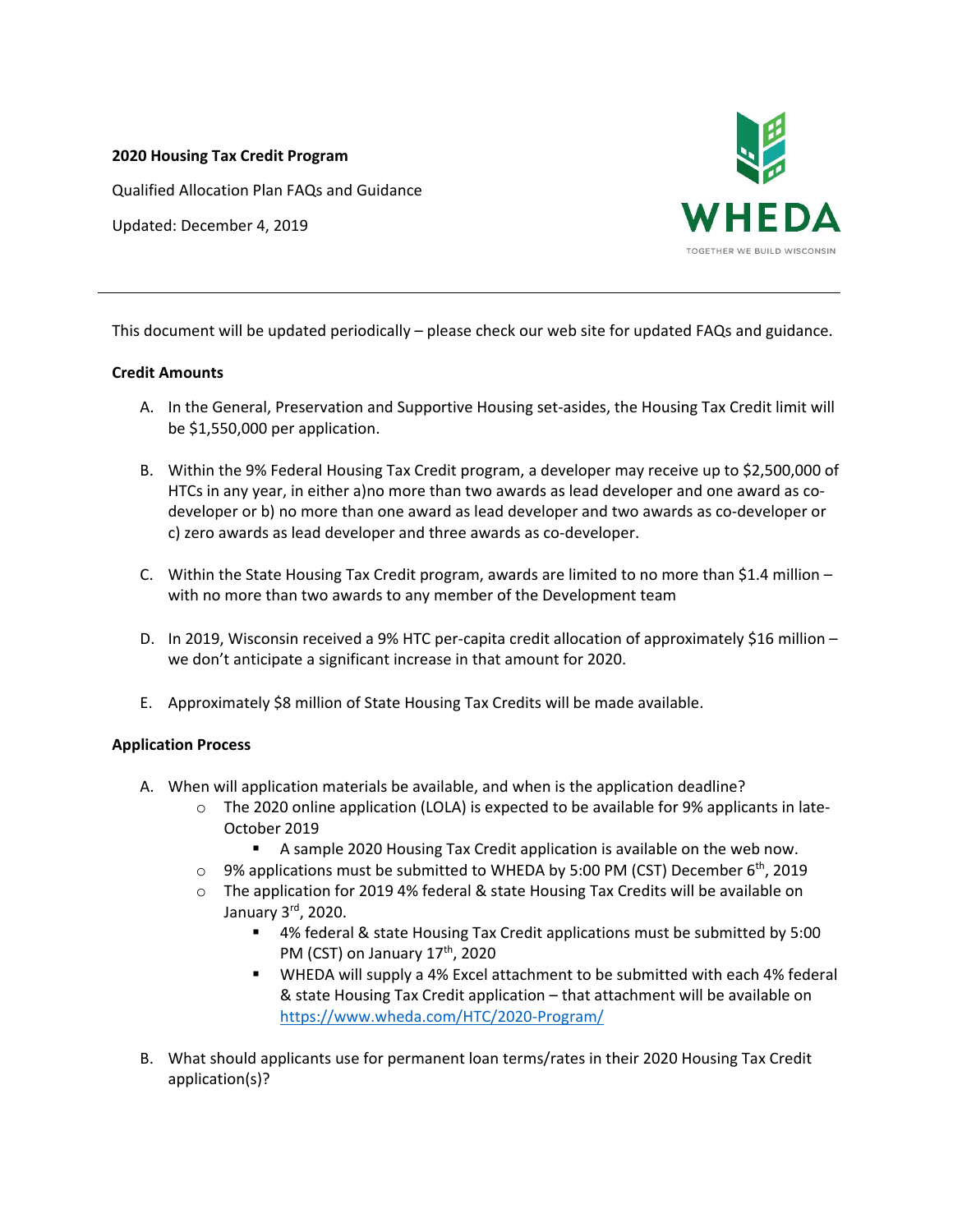**2020 Housing Tax Credit Program**

Qualified Allocation Plan FAQs and Guidance

Updated: December 4, 2019

WHEDA

TOGETHER WE BUILD WISCONSIN

---

This document will be updated periodically – please check our web site for updated FAQs and guidance.

**Credit Amounts**

A. In the General, Preservation and Supportive Housing set-asides, the Housing Tax Credit limit will be $1,550,000 per application.

B. Within the 9% Federal Housing Tax Credit program, a developer may receive up to $2,500,000 of HTCs in any year, in either a)no more than two awards as lead developer and one award as co-developer or b) no more than one award as lead developer and two awards as co-developer or c) zero awards as lead developer and three awards as co-developer.

C. Within the State Housing Tax Credit program, awards are limited to no more than $1.4 million – with no more than two awards to any member of the Development team

D. In 2019, Wisconsin received a 9% HTC per-capita credit allocation of approximately $16 million – we don't anticipate a significant increase in that amount for 2020.

E. Approximately $8 million of State Housing Tax Credits will be made available.

**Application Process**

A. When will application materials be available, and when is the application deadline?
   - The 2020 online application (LOLA) is expected to be available for 9% applicants in late-October 2019
     - A sample 2020 Housing Tax Credit application is available on the web now.
   - 9% applications must be submitted to WHEDA by 5:00 PM (CST) December 6th, 2019
   - The application for 2019 4% federal & state Housing Tax Credits will be available on January 3rd, 2020.
     - 4% federal & state Housing Tax Credit applications must be submitted by 5:00 PM (CST) on January 17th, 2020
     - WHEDA will supply a 4% Excel attachment to be submitted with each 4% federal & state Housing Tax Credit application – that attachment will be available on https://www.wheda.com/HTC/2020-Program/

B. What should applicants use for permanent loan terms/rates in their 2020 Housing Tax Credit application(s)?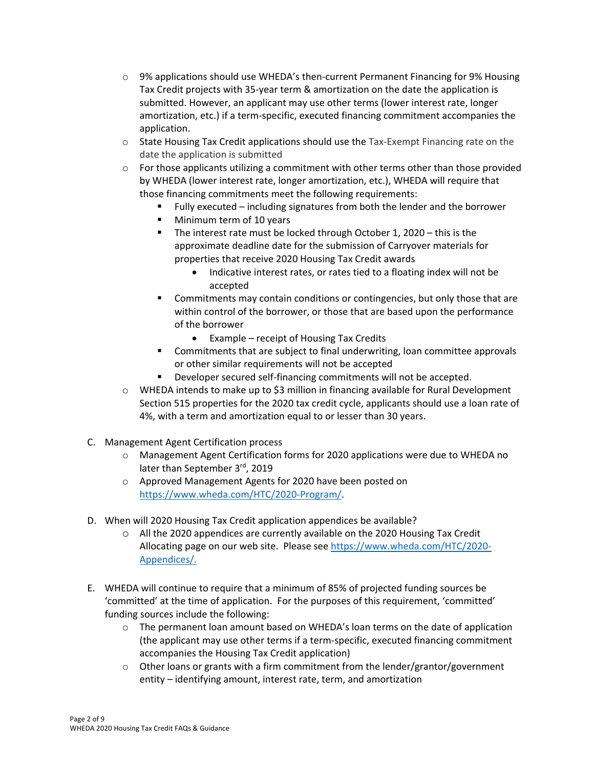- 9% applications should use WHEDA's then-current Permanent Financing for 9% Housing Tax Credit projects with 35-year term & amortization on the date the application is submitted. However, an applicant may use other terms (lower interest rate, longer amortization, etc.) if a term-specific, executed financing commitment accompanies the application.
- State Housing Tax Credit applications should use the Tax-Exempt Financing rate on the date the application is submitted
- For those applicants utilizing a commitment with other terms other than those provided by WHEDA (lower interest rate, longer amortization, etc.), WHEDA will require that those financing commitments meet the following requirements:
  - Fully executed – including signatures from both the lender and the borrower
  - Minimum term of 10 years
  - The interest rate must be locked through October 1, 2020 – this is the approximate deadline date for the submission of Carryover materials for properties that receive 2020 Housing Tax Credit awards
    - Indicative interest rates, or rates tied to a floating index will not be accepted
  - Commitments may contain conditions or contingencies, but only those that are within control of the borrower, or those that are based upon the performance of the borrower
    - Example – receipt of Housing Tax Credits
  - Commitments that are subject to final underwriting, loan committee approvals or other similar requirements will not be accepted
  - Developer secured self-financing commitments will not be accepted.
- WHEDA intends to make up to $3 million in financing available for Rural Development Section 515 properties for the 2020 tax credit cycle, applicants should use a loan rate of 4%, with a term and amortization equal to or lesser than 30 years.

C. Management Agent Certification process
- Management Agent Certification forms for 2020 applications were due to WHEDA no later than September 3rd, 2019
- Approved Management Agents for 2020 have been posted on https://www.wheda.com/HTC/2020-Program/.

D. When will 2020 Housing Tax Credit application appendices be available?
- All the 2020 appendices are currently available on the 2020 Housing Tax Credit Allocating page on our web site. Please see https://www.wheda.com/HTC/2020-Appendices/.

E. WHEDA will continue to require that a minimum of 85% of projected funding sources be 'committed' at the time of application. For the purposes of this requirement, 'committed' funding sources include the following:
- The permanent loan amount based on WHEDA's loan terms on the date of application (the applicant may use other terms if a term-specific, executed financing commitment accompanies the Housing Tax Credit application)
- Other loans or grants with a firm commitment from the lender/grantor/government entity – identifying amount, interest rate, term, and amortization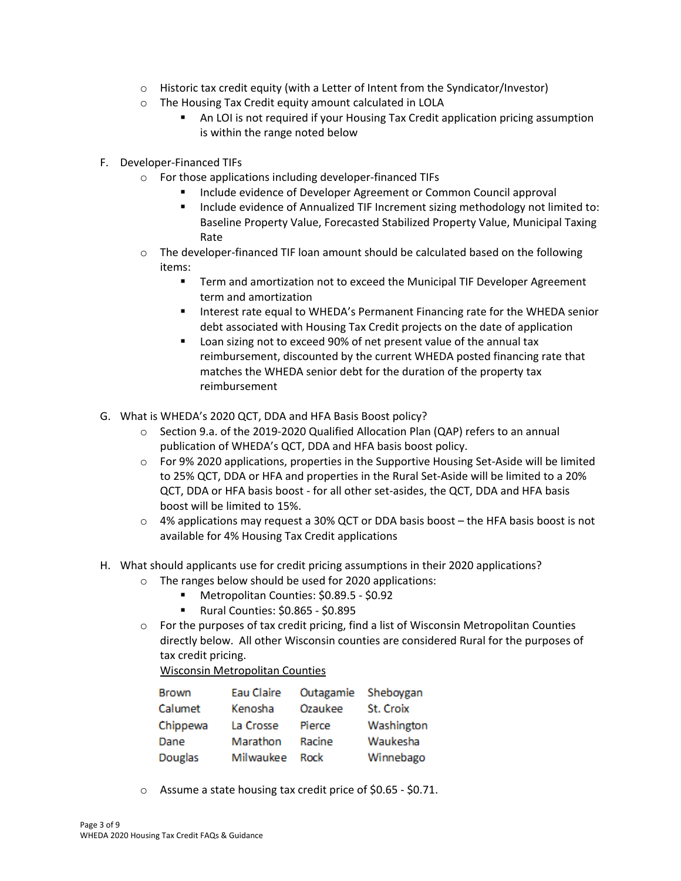- Historic tax credit equity (with a Letter of Intent from the Syndicator/Investor)
- The Housing Tax Credit equity amount calculated in LOLA
  - An LOI is not required if your Housing Tax Credit application pricing assumption is within the range noted below

F. Developer-Financed TIFs

- For those applications including developer-financed TIFs
  - Include evidence of Developer Agreement or Common Council approval
  - Include evidence of Annualized TIF Increment sizing methodology not limited to: Baseline Property Value, Forecasted Stabilized Property Value, Municipal Taxing Rate
- The developer-financed TIF loan amount should be calculated based on the following items:
  - Term and amortization not to exceed the Municipal TIF Developer Agreement term and amortization
  - Interest rate equal to WHEDA's Permanent Financing rate for the WHEDA senior debt associated with Housing Tax Credit projects on the date of application
  - Loan sizing not to exceed 90% of net present value of the annual tax reimbursement, discounted by the current WHEDA posted financing rate that matches the WHEDA senior debt for the duration of the property tax reimbursement

G. What is WHEDA's 2020 QCT, DDA and HFA Basis Boost policy?

- Section 9.a. of the 2019-2020 Qualified Allocation Plan (QAP) refers to an annual publication of WHEDA's QCT, DDA and HFA basis boost policy.
- For 9% 2020 applications, properties in the Supportive Housing Set-Aside will be limited to 25% QCT, DDA or HFA and properties in the Rural Set-Aside will be limited to a 20% QCT, DDA or HFA basis boost - for all other set-asides, the QCT, DDA and HFA basis boost will be limited to 15%.
- 4% applications may request a 30% QCT or DDA basis boost – the HFA basis boost is not available for 4% Housing Tax Credit applications

H. What should applicants use for credit pricing assumptions in their 2020 applications?

- The ranges below should be used for 2020 applications:
  - Metropolitan Counties: $0.89.5 - $0.92
  - Rural Counties: $0.865 - $0.895
- For the purposes of tax credit pricing, find a list of Wisconsin Metropolitan Counties directly below. All other Wisconsin counties are considered Rural for the purposes of tax credit pricing.

  Wisconsin Metropolitan Counties

  | | | | |
  |---|---|---|---|
  | Brown | Eau Claire | Outagamie | Sheboygan |
  | Calumet | Kenosha | Ozaukee | St. Croix |
  | Chippewa | La Crosse | Pierce | Washington |
  | Dane | Marathon | Racine | Waukesha |
  | Douglas | Milwaukee | Rock | Winnebago |

- Assume a state housing tax credit price of $0.65 - $0.71.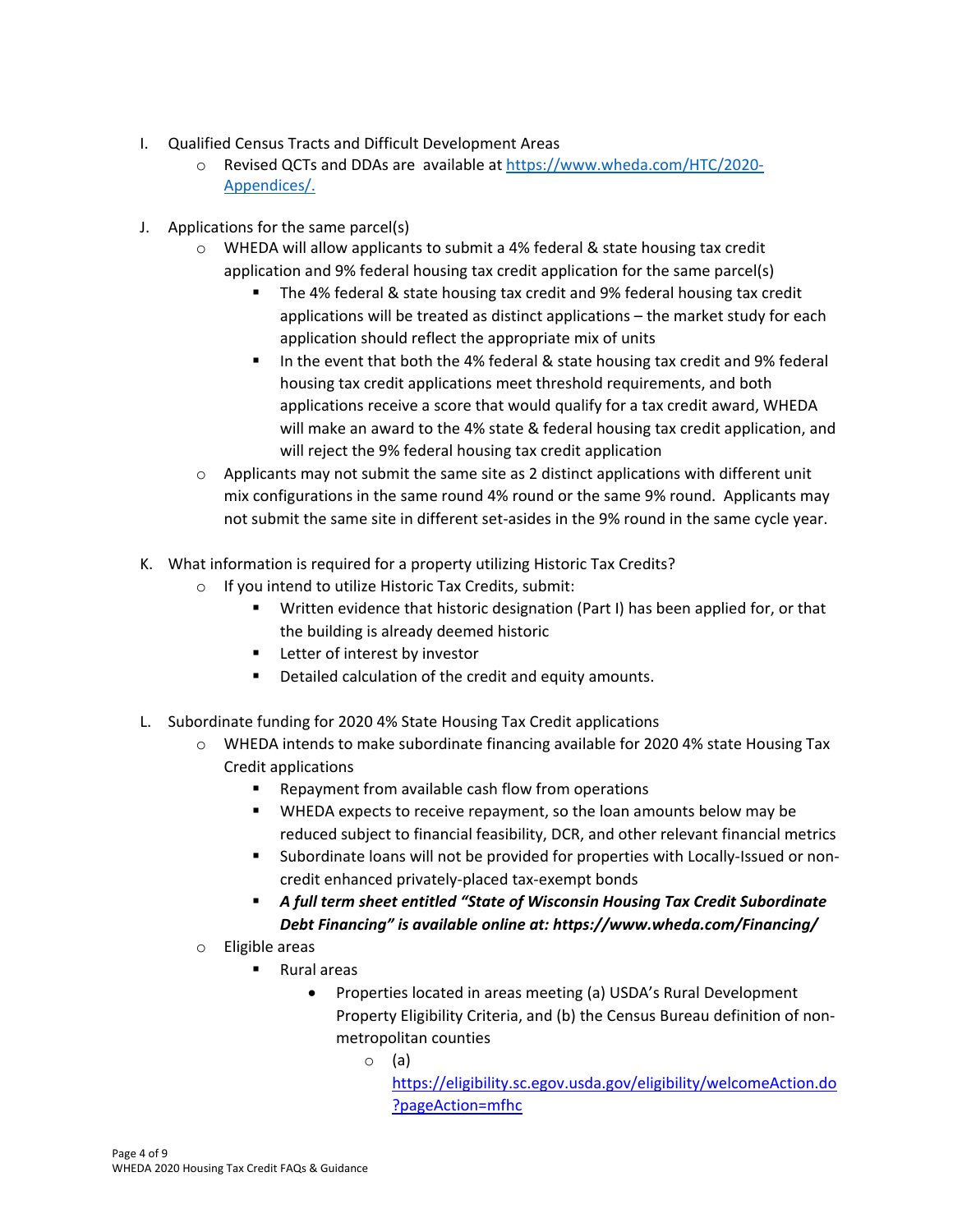I. Qualified Census Tracts and Difficult Development Areas
   - Revised QCTs and DDAs are available at [https://www.wheda.com/HTC/2020-Appendices/.](https://www.wheda.com/HTC/2020-Appendices/)

J. Applications for the same parcel(s)
   - WHEDA will allow applicants to submit a 4% federal & state housing tax credit application and 9% federal housing tax credit application for the same parcel(s)
     - The 4% federal & state housing tax credit and 9% federal housing tax credit applications will be treated as distinct applications – the market study for each application should reflect the appropriate mix of units
     - In the event that both the 4% federal & state housing tax credit and 9% federal housing tax credit applications meet threshold requirements, and both applications receive a score that would qualify for a tax credit award, WHEDA will make an award to the 4% state & federal housing tax credit application, and will reject the 9% federal housing tax credit application
   - Applicants may not submit the same site as 2 distinct applications with different unit mix configurations in the same round 4% round or the same 9% round. Applicants may not submit the same site in different set-asides in the 9% round in the same cycle year.

K. What information is required for a property utilizing Historic Tax Credits?
   - If you intend to utilize Historic Tax Credits, submit:
     - Written evidence that historic designation (Part I) has been applied for, or that the building is already deemed historic
     - Letter of interest by investor
     - Detailed calculation of the credit and equity amounts.

L. Subordinate funding for 2020 4% State Housing Tax Credit applications
   - WHEDA intends to make subordinate financing available for 2020 4% state Housing Tax Credit applications
     - Repayment from available cash flow from operations
     - WHEDA expects to receive repayment, so the loan amounts below may be reduced subject to financial feasibility, DCR, and other relevant financial metrics
     - Subordinate loans will not be provided for properties with Locally-Issued or non-credit enhanced privately-placed tax-exempt bonds
     - ***A full term sheet entitled "State of Wisconsin Housing Tax Credit Subordinate Debt Financing" is available online at: https://www.wheda.com/Financing/***
   - Eligible areas
     - Rural areas
       - Properties located in areas meeting (a) USDA's Rural Development Property Eligibility Criteria, and (b) the Census Bureau definition of non-metropolitan counties
         - (a) [https://eligibility.sc.egov.usda.gov/eligibility/welcomeAction.do?pageAction=mfhc](https://eligibility.sc.egov.usda.gov/eligibility/welcomeAction.do?pageAction=mfhc)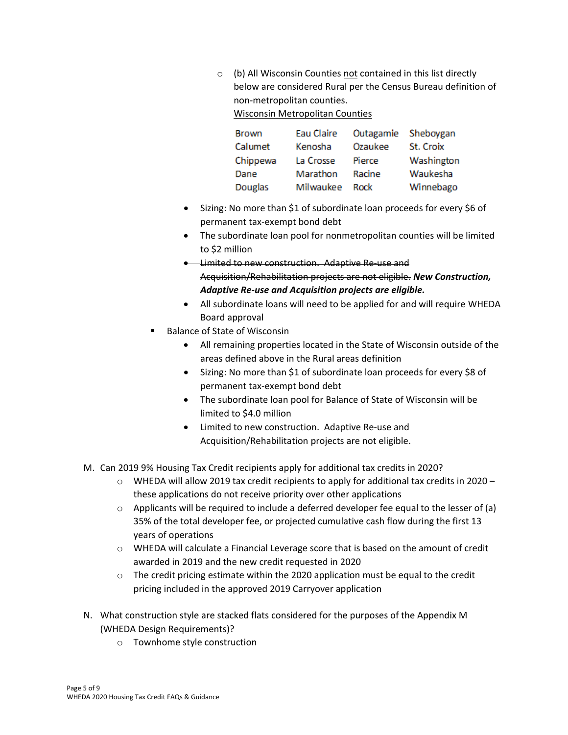- (b) All Wisconsin Counties not contained in this list directly below are considered Rural per the Census Bureau definition of non-metropolitan counties.

  Wisconsin Metropolitan Counties

  | | | | |
  |---|---|---|---|
  | Brown | Eau Claire | Outagamie | Sheboygan |
  | Calumet | Kenosha | Ozaukee | St. Croix |
  | Chippewa | La Crosse | Pierce | Washington |
  | Dane | Marathon | Racine | Waukesha |
  | Douglas | Milwaukee | Rock | Winnebago |

  - Sizing: No more than $1 of subordinate loan proceeds for every $6 of permanent tax-exempt bond debt
  - The subordinate loan pool for nonmetropolitan counties will be limited to $2 million
  - ~~Limited to new construction. Adaptive Re-use and Acquisition/Rehabilitation projects are not eligible.~~ ***New Construction, Adaptive Re-use and Acquisition projects are eligible.***
  - All subordinate loans will need to be applied for and will require WHEDA Board approval
- Balance of State of Wisconsin
  - All remaining properties located in the State of Wisconsin outside of the areas defined above in the Rural areas definition
  - Sizing: No more than $1 of subordinate loan proceeds for every $8 of permanent tax-exempt bond debt
  - The subordinate loan pool for Balance of State of Wisconsin will be limited to $4.0 million
  - Limited to new construction. Adaptive Re-use and Acquisition/Rehabilitation projects are not eligible.

M. Can 2019 9% Housing Tax Credit recipients apply for additional tax credits in 2020?
   - WHEDA will allow 2019 tax credit recipients to apply for additional tax credits in 2020 – these applications do not receive priority over other applications
   - Applicants will be required to include a deferred developer fee equal to the lesser of (a) 35% of the total developer fee, or projected cumulative cash flow during the first 13 years of operations
   - WHEDA will calculate a Financial Leverage score that is based on the amount of credit awarded in 2019 and the new credit requested in 2020
   - The credit pricing estimate within the 2020 application must be equal to the credit pricing included in the approved 2019 Carryover application

N. What construction style are stacked flats considered for the purposes of the Appendix M (WHEDA Design Requirements)?
   - Townhome style construction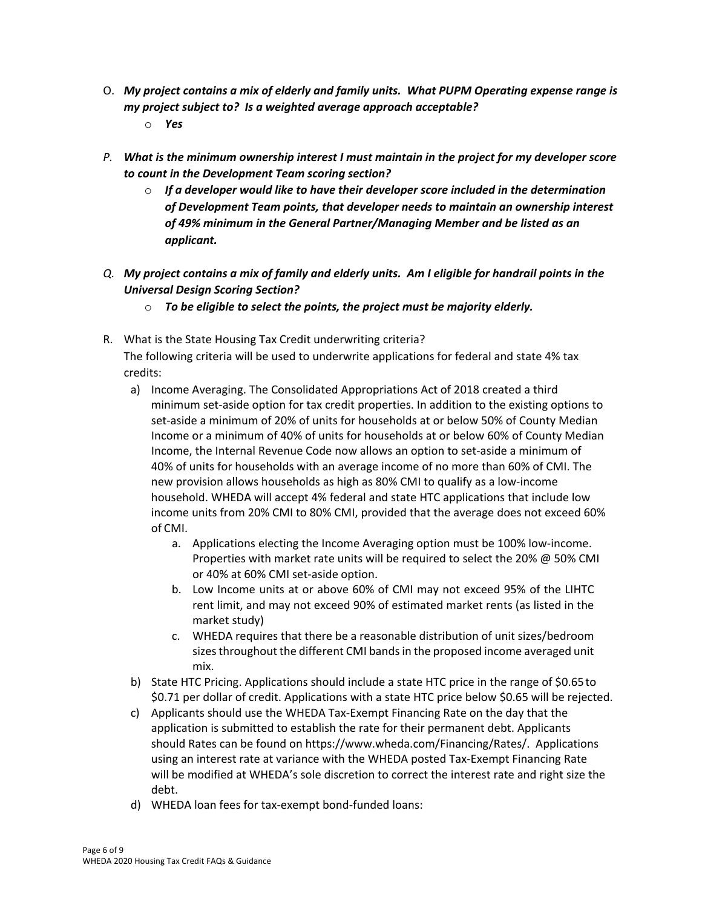O. ***My project contains a mix of elderly and family units. What PUPM Operating expense range is my project subject to? Is a weighted average approach acceptable?***
   - ***Yes***

*P.* ***What is the minimum ownership interest I must maintain in the project for my developer score to count in the Development Team scoring section?***
   - ***If a developer would like to have their developer score included in the determination of Development Team points, that developer needs to maintain an ownership interest of 49% minimum in the General Partner/Managing Member and be listed as an applicant.***

*Q.* ***My project contains a mix of family and elderly units. Am I eligible for handrail points in the Universal Design Scoring Section?***
   - ***To be eligible to select the points, the project must be majority elderly.***

R. What is the State Housing Tax Credit underwriting criteria?
   The following criteria will be used to underwrite applications for federal and state 4% tax credits:
   a) Income Averaging. The Consolidated Appropriations Act of 2018 created a third minimum set-aside option for tax credit properties. In addition to the existing options to set-aside a minimum of 20% of units for households at or below 50% of County Median Income or a minimum of 40% of units for households at or below 60% of County Median Income, the Internal Revenue Code now allows an option to set-aside a minimum of 40% of units for households with an average income of no more than 60% of CMI. The new provision allows households as high as 80% CMI to qualify as a low-income household. WHEDA will accept 4% federal and state HTC applications that include low income units from 20% CMI to 80% CMI, provided that the average does not exceed 60% of CMI.
      a. Applications electing the Income Averaging option must be 100% low-income. Properties with market rate units will be required to select the 20% @ 50% CMI or 40% at 60% CMI set-aside option.
      b. Low Income units at or above 60% of CMI may not exceed 95% of the LIHTC rent limit, and may not exceed 90% of estimated market rents (as listed in the market study)
      c. WHEDA requires that there be a reasonable distribution of unit sizes/bedroom sizes throughout the different CMI bands in the proposed income averaged unit mix.
   b) State HTC Pricing. Applications should include a state HTC price in the range of \$0.65 to \$0.71 per dollar of credit. Applications with a state HTC price below \$0.65 will be rejected.
   c) Applicants should use the WHEDA Tax-Exempt Financing Rate on the day that the application is submitted to establish the rate for their permanent debt. Applicants should Rates can be found on https://www.wheda.com/Financing/Rates/. Applications using an interest rate at variance with the WHEDA posted Tax-Exempt Financing Rate will be modified at WHEDA's sole discretion to correct the interest rate and right size the debt.
   d) WHEDA loan fees for tax-exempt bond-funded loans: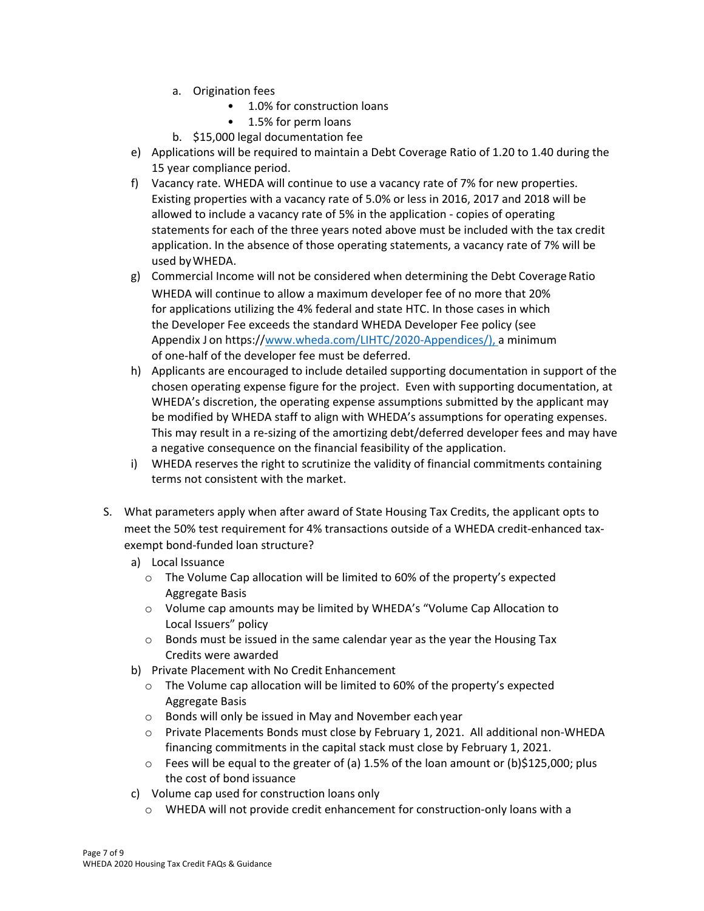a. Origination fees
   - 1.0% for construction loans
   - 1.5% for perm loans

b. $15,000 legal documentation fee

e) Applications will be required to maintain a Debt Coverage Ratio of 1.20 to 1.40 during the 15 year compliance period.

f) Vacancy rate. WHEDA will continue to use a vacancy rate of 7% for new properties. Existing properties with a vacancy rate of 5.0% or less in 2016, 2017 and 2018 will be allowed to include a vacancy rate of 5% in the application - copies of operating statements for each of the three years noted above must be included with the tax credit application. In the absence of those operating statements, a vacancy rate of 7% will be used by WHEDA.

g) Commercial Income will not be considered when determining the Debt Coverage Ratio WHEDA will continue to allow a maximum developer fee of no more that 20% for applications utilizing the 4% federal and state HTC. In those cases in which the Developer Fee exceeds the standard WHEDA Developer Fee policy (see Appendix J on https://www.wheda.com/LIHTC/2020-Appendices/), a minimum of one-half of the developer fee must be deferred.

h) Applicants are encouraged to include detailed supporting documentation in support of the chosen operating expense figure for the project. Even with supporting documentation, at WHEDA's discretion, the operating expense assumptions submitted by the applicant may be modified by WHEDA staff to align with WHEDA's assumptions for operating expenses. This may result in a re-sizing of the amortizing debt/deferred developer fees and may have a negative consequence on the financial feasibility of the application.

i) WHEDA reserves the right to scrutinize the validity of financial commitments containing terms not consistent with the market.

S. What parameters apply when after award of State Housing Tax Credits, the applicant opts to meet the 50% test requirement for 4% transactions outside of a WHEDA credit-enhanced tax-exempt bond-funded loan structure?

a) Local Issuance
   - The Volume Cap allocation will be limited to 60% of the property's expected Aggregate Basis
   - Volume cap amounts may be limited by WHEDA's "Volume Cap Allocation to Local Issuers" policy
   - Bonds must be issued in the same calendar year as the year the Housing Tax Credits were awarded

b) Private Placement with No Credit Enhancement
   - The Volume cap allocation will be limited to 60% of the property's expected Aggregate Basis
   - Bonds will only be issued in May and November each year
   - Private Placements Bonds must close by February 1, 2021. All additional non-WHEDA financing commitments in the capital stack must close by February 1, 2021.
   - Fees will be equal to the greater of (a) 1.5% of the loan amount or (b)$125,000; plus the cost of bond issuance

c) Volume cap used for construction loans only
   - WHEDA will not provide credit enhancement for construction-only loans with a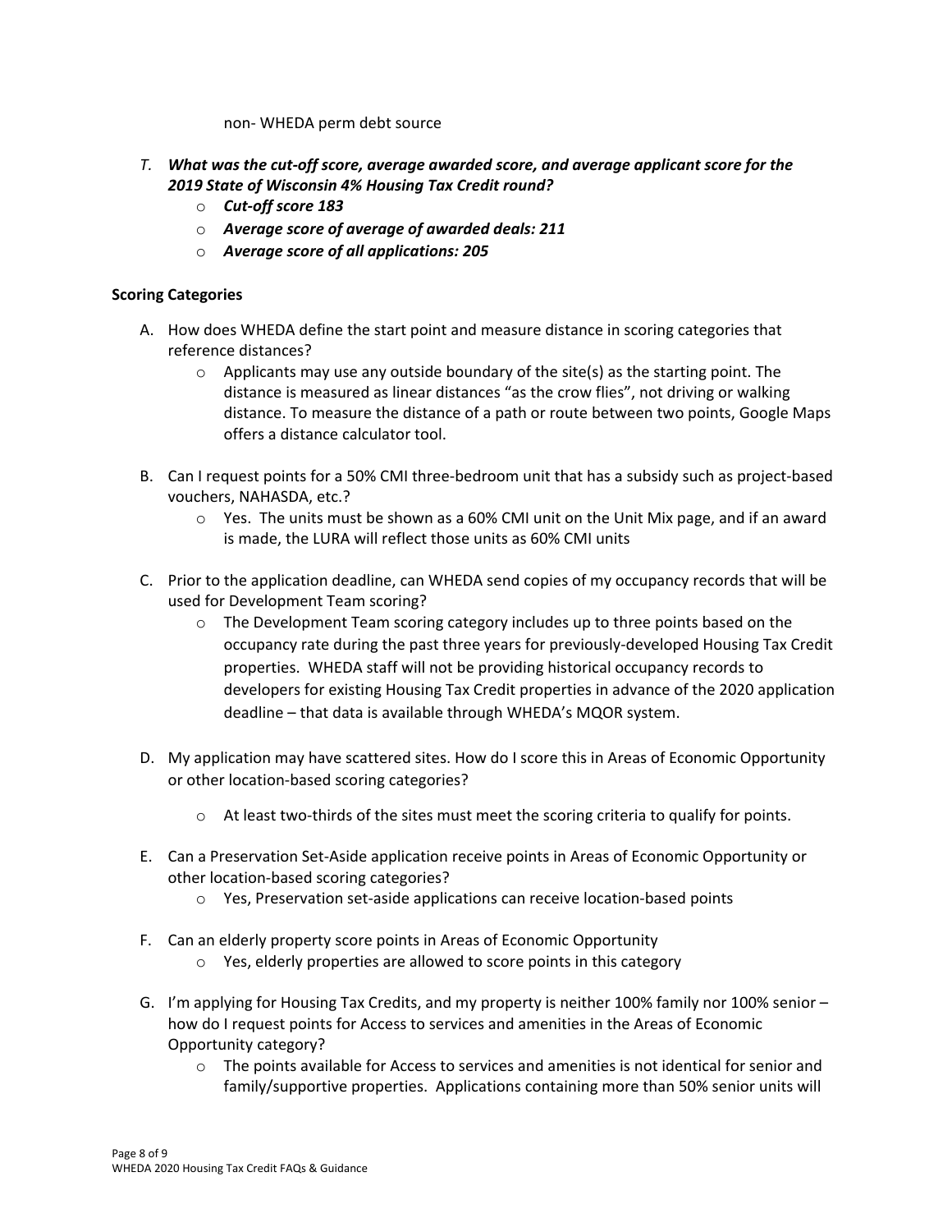non- WHEDA perm debt source

*T.* ***What was the cut-off score, average awarded score, and average applicant score for the 2019 State of Wisconsin 4% Housing Tax Credit round?***
   - ***Cut-off score 183***
   - ***Average score of average of awarded deals: 211***
   - ***Average score of all applications: 205***

**Scoring Categories**

A. How does WHEDA define the start point and measure distance in scoring categories that reference distances?
   - Applicants may use any outside boundary of the site(s) as the starting point. The distance is measured as linear distances "as the crow flies", not driving or walking distance. To measure the distance of a path or route between two points, Google Maps offers a distance calculator tool.

B. Can I request points for a 50% CMI three-bedroom unit that has a subsidy such as project-based vouchers, NAHASDA, etc.?
   - Yes. The units must be shown as a 60% CMI unit on the Unit Mix page, and if an award is made, the LURA will reflect those units as 60% CMI units

C. Prior to the application deadline, can WHEDA send copies of my occupancy records that will be used for Development Team scoring?
   - The Development Team scoring category includes up to three points based on the occupancy rate during the past three years for previously-developed Housing Tax Credit properties. WHEDA staff will not be providing historical occupancy records to developers for existing Housing Tax Credit properties in advance of the 2020 application deadline – that data is available through WHEDA's MQOR system.

D. My application may have scattered sites. How do I score this in Areas of Economic Opportunity or other location-based scoring categories?
   - At least two-thirds of the sites must meet the scoring criteria to qualify for points.

E. Can a Preservation Set-Aside application receive points in Areas of Economic Opportunity or other location-based scoring categories?
   - Yes, Preservation set-aside applications can receive location-based points

F. Can an elderly property score points in Areas of Economic Opportunity
   - Yes, elderly properties are allowed to score points in this category

G. I'm applying for Housing Tax Credits, and my property is neither 100% family nor 100% senior – how do I request points for Access to services and amenities in the Areas of Economic Opportunity category?
   - The points available for Access to services and amenities is not identical for senior and family/supportive properties. Applications containing more than 50% senior units will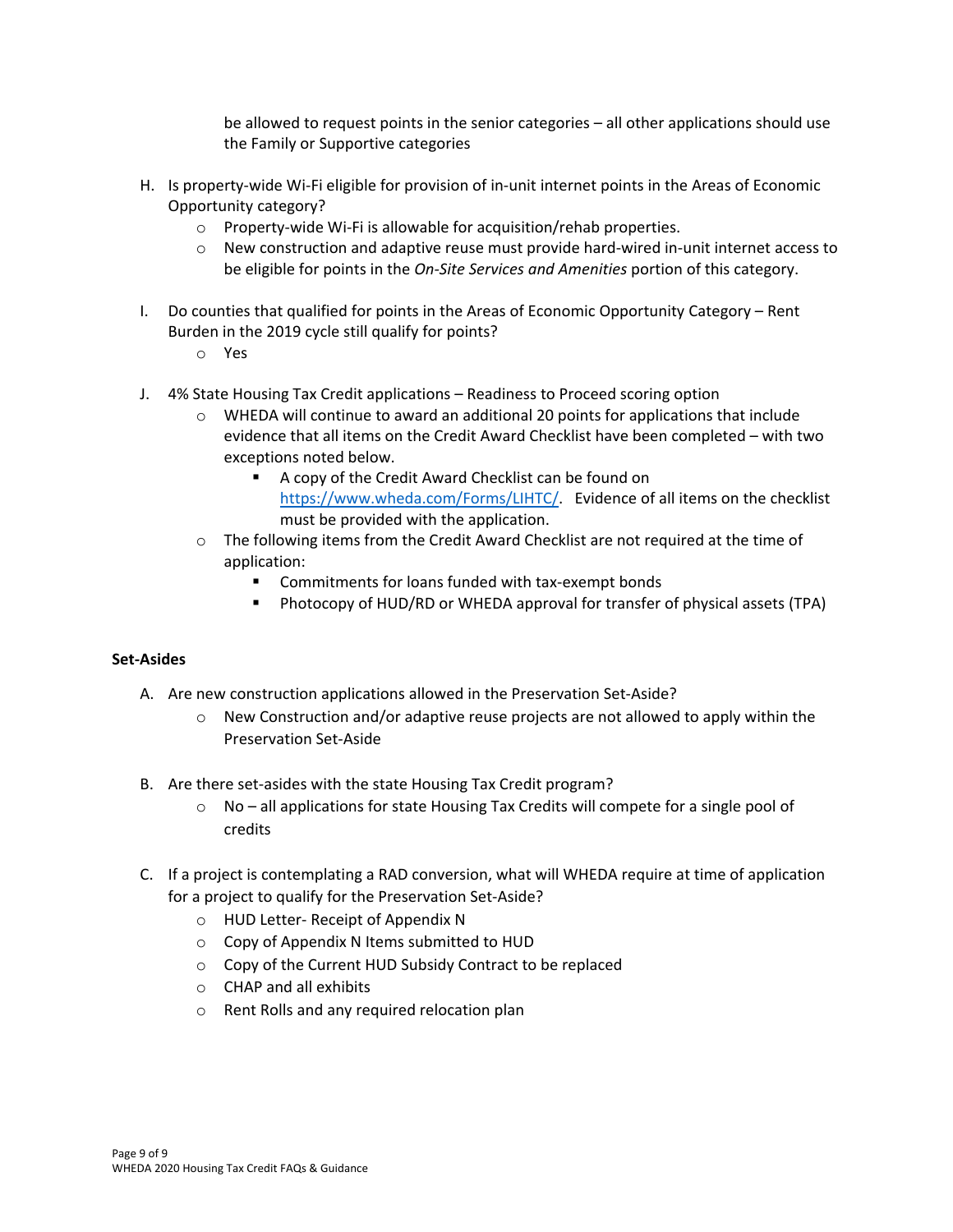be allowed to request points in the senior categories – all other applications should use the Family or Supportive categories

H. Is property-wide Wi-Fi eligible for provision of in-unit internet points in the Areas of Economic Opportunity category?
   - Property-wide Wi-Fi is allowable for acquisition/rehab properties.
   - New construction and adaptive reuse must provide hard-wired in-unit internet access to be eligible for points in the *On-Site Services and Amenities* portion of this category.

I. Do counties that qualified for points in the Areas of Economic Opportunity Category – Rent Burden in the 2019 cycle still qualify for points?
   - Yes

J. 4% State Housing Tax Credit applications – Readiness to Proceed scoring option
   - WHEDA will continue to award an additional 20 points for applications that include evidence that all items on the Credit Award Checklist have been completed – with two exceptions noted below.
     - A copy of the Credit Award Checklist can be found on https://www.wheda.com/Forms/LIHTC/. Evidence of all items on the checklist must be provided with the application.
   - The following items from the Credit Award Checklist are not required at the time of application:
     - Commitments for loans funded with tax-exempt bonds
     - Photocopy of HUD/RD or WHEDA approval for transfer of physical assets (TPA)

**Set-Asides**

A. Are new construction applications allowed in the Preservation Set-Aside?
   - New Construction and/or adaptive reuse projects are not allowed to apply within the Preservation Set-Aside

B. Are there set-asides with the state Housing Tax Credit program?
   - No – all applications for state Housing Tax Credits will compete for a single pool of credits

C. If a project is contemplating a RAD conversion, what will WHEDA require at time of application for a project to qualify for the Preservation Set-Aside?
   - HUD Letter- Receipt of Appendix N
   - Copy of Appendix N Items submitted to HUD
   - Copy of the Current HUD Subsidy Contract to be replaced
   - CHAP and all exhibits
   - Rent Rolls and any required relocation plan